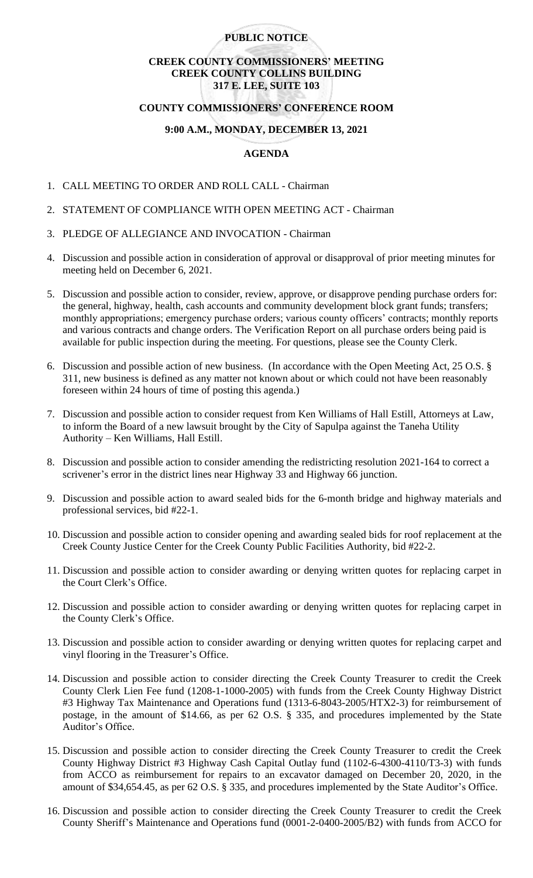**PUBLIC NOTICE**

**CREEK COUNTY COMMISSIONERS' MEETING**
**CREEK COUNTY COLLINS BUILDING**
**317 E. LEE, SUITE 103**

**COUNTY COMMISSIONERS' CONFERENCE ROOM**

**9:00 A.M., MONDAY, DECEMBER 13, 2021**

**AGENDA**

1. CALL MEETING TO ORDER AND ROLL CALL - Chairman

2. STATEMENT OF COMPLIANCE WITH OPEN MEETING ACT - Chairman

3. PLEDGE OF ALLEGIANCE AND INVOCATION - Chairman

4. Discussion and possible action in consideration of approval or disapproval of prior meeting minutes for meeting held on December 6, 2021.

5. Discussion and possible action to consider, review, approve, or disapprove pending purchase orders for: the general, highway, health, cash accounts and community development block grant funds; transfers; monthly appropriations; emergency purchase orders; various county officers' contracts; monthly reports and various contracts and change orders. The Verification Report on all purchase orders being paid is available for public inspection during the meeting. For questions, please see the County Clerk.

6. Discussion and possible action of new business. (In accordance with the Open Meeting Act, 25 O.S. § 311, new business is defined as any matter not known about or which could not have been reasonably foreseen within 24 hours of time of posting this agenda.)

7. Discussion and possible action to consider request from Ken Williams of Hall Estill, Attorneys at Law, to inform the Board of a new lawsuit brought by the City of Sapulpa against the Taneha Utility Authority – Ken Williams, Hall Estill.

8. Discussion and possible action to consider amending the redistricting resolution 2021-164 to correct a scrivener's error in the district lines near Highway 33 and Highway 66 junction.

9. Discussion and possible action to award sealed bids for the 6-month bridge and highway materials and professional services, bid #22-1.

10. Discussion and possible action to consider opening and awarding sealed bids for roof replacement at the Creek County Justice Center for the Creek County Public Facilities Authority, bid #22-2.

11. Discussion and possible action to consider awarding or denying written quotes for replacing carpet in the Court Clerk's Office.

12. Discussion and possible action to consider awarding or denying written quotes for replacing carpet in the County Clerk's Office.

13. Discussion and possible action to consider awarding or denying written quotes for replacing carpet and vinyl flooring in the Treasurer's Office.

14. Discussion and possible action to consider directing the Creek County Treasurer to credit the Creek County Clerk Lien Fee fund (1208-1-1000-2005) with funds from the Creek County Highway District #3 Highway Tax Maintenance and Operations fund (1313-6-8043-2005/HTX2-3) for reimbursement of postage, in the amount of $14.66, as per 62 O.S. § 335, and procedures implemented by the State Auditor's Office.

15. Discussion and possible action to consider directing the Creek County Treasurer to credit the Creek County Highway District #3 Highway Cash Capital Outlay fund (1102-6-4300-4110/T3-3) with funds from ACCO as reimbursement for repairs to an excavator damaged on December 20, 2020, in the amount of $34,654.45, as per 62 O.S. § 335, and procedures implemented by the State Auditor's Office.

16. Discussion and possible action to consider directing the Creek County Treasurer to credit the Creek County Sheriff's Maintenance and Operations fund (0001-2-0400-2005/B2) with funds from ACCO for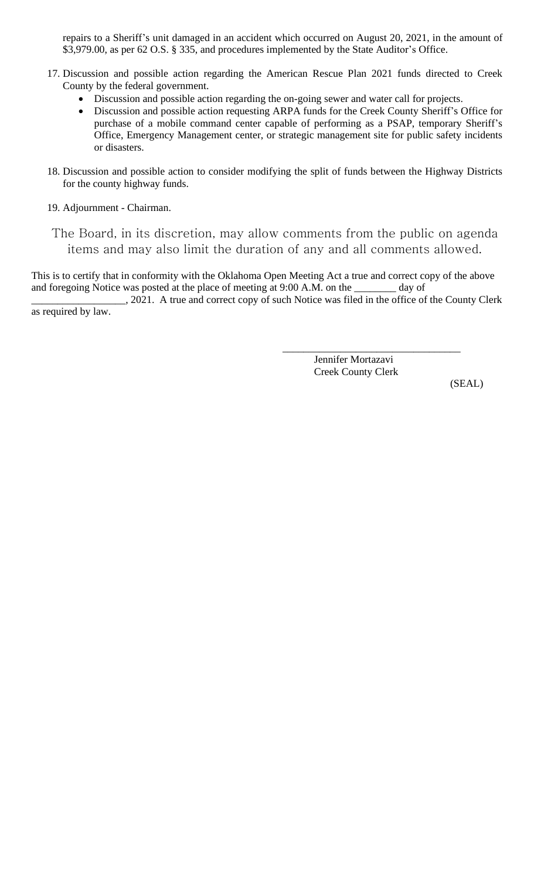repairs to a Sheriff's unit damaged in an accident which occurred on August 20, 2021, in the amount of $3,979.00, as per 62 O.S. § 335, and procedures implemented by the State Auditor's Office.

17. Discussion and possible action regarding the American Rescue Plan 2021 funds directed to Creek County by the federal government.
    - Discussion and possible action regarding the on-going sewer and water call for projects.
    - Discussion and possible action requesting ARPA funds for the Creek County Sheriff's Office for purchase of a mobile command center capable of performing as a PSAP, temporary Sheriff's Office, Emergency Management center, or strategic management site for public safety incidents or disasters.

18. Discussion and possible action to consider modifying the split of funds between the Highway Districts for the county highway funds.

19. Adjournment - Chairman.

The Board, in its discretion, may allow comments from the public on agenda items and may also limit the duration of any and all comments allowed.

This is to certify that in conformity with the Oklahoma Open Meeting Act a true and correct copy of the above and foregoing Notice was posted at the place of meeting at 9:00 A.M. on the ________ day of _________________, 2021. A true and correct copy of such Notice was filed in the office of the County Clerk as required by law.

_________________________________

Jennifer Mortazavi
Creek County Clerk

(SEAL)